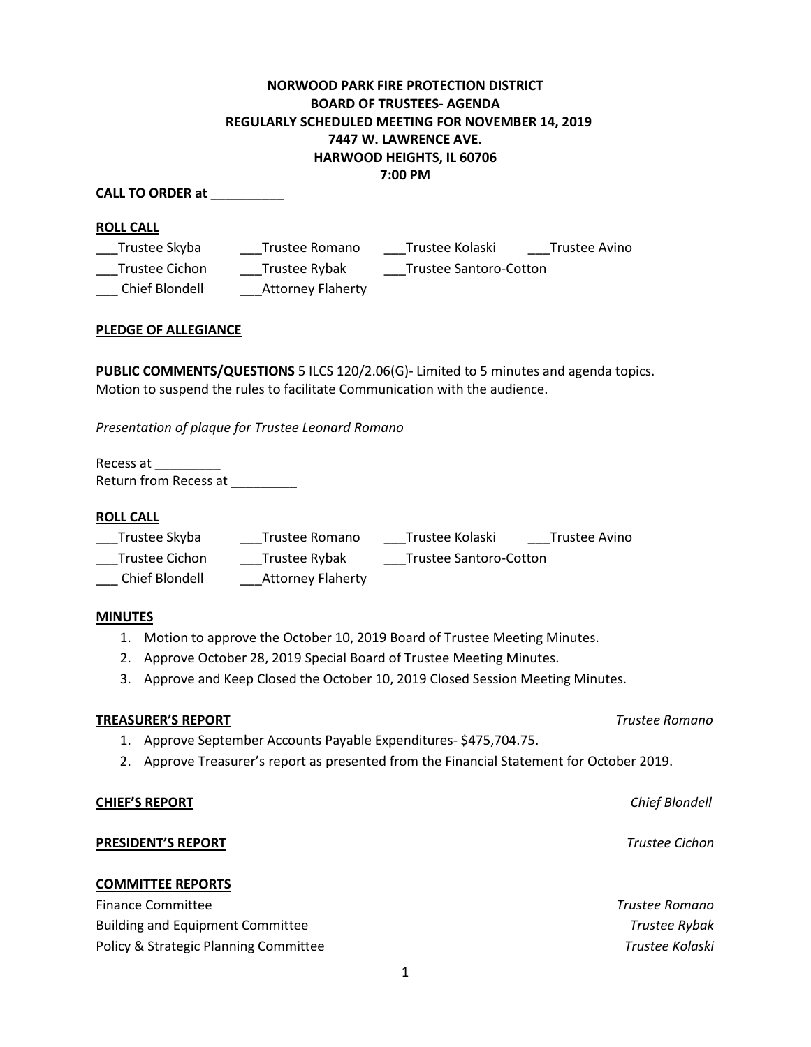**NORWOOD PARK FIRE PROTECTION DISTRICT**
**BOARD OF TRUSTEES- AGENDA**
**REGULARLY SCHEDULED MEETING FOR NOVEMBER 14, 2019**
**7447 W. LAWRENCE AVE.**
**HARWOOD HEIGHTS, IL 60706**
**7:00 PM**

**CALL TO ORDER at** __________

**ROLL CALL**

___Trustee Skyba ___Trustee Romano ___Trustee Kolaski ___Trustee Avino
___Trustee Cichon ___Trustee Rybak ___Trustee Santoro-Cotton
___ Chief Blondell ___Attorney Flaherty

**PLEDGE OF ALLEGIANCE**

**PUBLIC COMMENTS/QUESTIONS** 5 ILCS 120/2.06(G)- Limited to 5 minutes and agenda topics.
Motion to suspend the rules to facilitate Communication with the audience.

*Presentation of plaque for Trustee Leonard Romano*

Recess at _________
Return from Recess at _________

**ROLL CALL**

___Trustee Skyba ___Trustee Romano ___Trustee Kolaski ___Trustee Avino
___Trustee Cichon ___Trustee Rybak ___Trustee Santoro-Cotton
___ Chief Blondell ___Attorney Flaherty

**MINUTES**

1. Motion to approve the October 10, 2019 Board of Trustee Meeting Minutes.
2. Approve October 28, 2019 Special Board of Trustee Meeting Minutes.
3. Approve and Keep Closed the October 10, 2019 Closed Session Meeting Minutes.

**TREASURER'S REPORT** *Trustee Romano*

1. Approve September Accounts Payable Expenditures- $475,704.75.
2. Approve Treasurer's report as presented from the Financial Statement for October 2019.

**CHIEF'S REPORT** *Chief Blondell*

**PRESIDENT'S REPORT** *Trustee Cichon*

**COMMITTEE REPORTS**

Finance Committee *Trustee Romano*
Building and Equipment Committee *Trustee Rybak*
Policy & Strategic Planning Committee *Trustee Kolaski*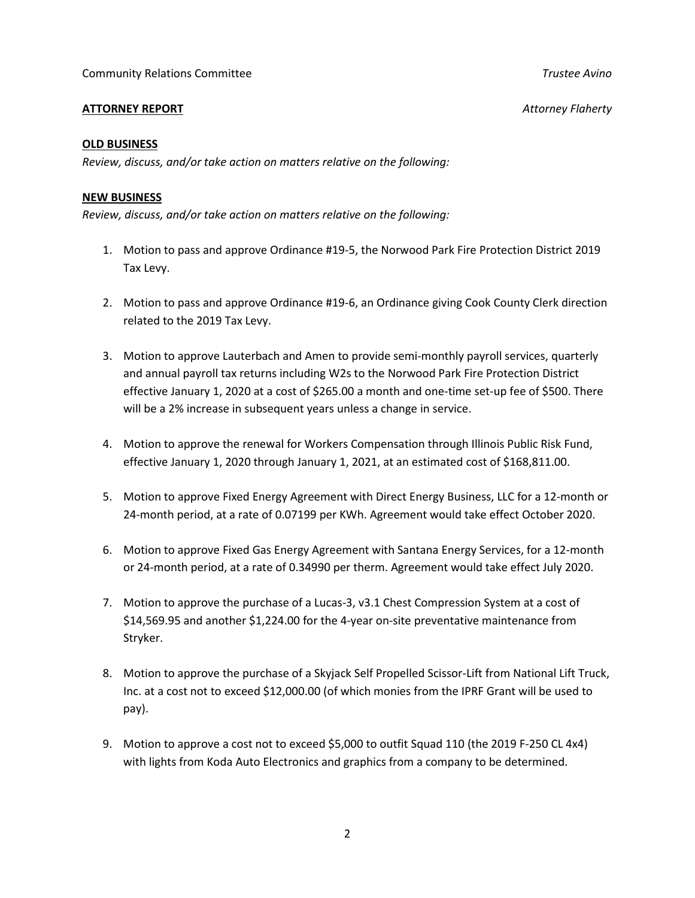Community Relations Committee *Trustee Avino*

**ATTORNEY REPORT** *Attorney Flaherty*

**OLD BUSINESS**

*Review, discuss, and/or take action on matters relative on the following:*

**NEW BUSINESS**

*Review, discuss, and/or take action on matters relative on the following:*

1. Motion to pass and approve Ordinance #19-5, the Norwood Park Fire Protection District 2019 Tax Levy.

2. Motion to pass and approve Ordinance #19-6, an Ordinance giving Cook County Clerk direction related to the 2019 Tax Levy.

3. Motion to approve Lauterbach and Amen to provide semi-monthly payroll services, quarterly and annual payroll tax returns including W2s to the Norwood Park Fire Protection District effective January 1, 2020 at a cost of $265.00 a month and one-time set-up fee of $500. There will be a 2% increase in subsequent years unless a change in service.

4. Motion to approve the renewal for Workers Compensation through Illinois Public Risk Fund, effective January 1, 2020 through January 1, 2021, at an estimated cost of $168,811.00.

5. Motion to approve Fixed Energy Agreement with Direct Energy Business, LLC for a 12-month or 24-month period, at a rate of 0.07199 per KWh. Agreement would take effect October 2020.

6. Motion to approve Fixed Gas Energy Agreement with Santana Energy Services, for a 12-month or 24-month period, at a rate of 0.34990 per therm. Agreement would take effect July 2020.

7. Motion to approve the purchase of a Lucas-3, v3.1 Chest Compression System at a cost of $14,569.95 and another $1,224.00 for the 4-year on-site preventative maintenance from Stryker.

8. Motion to approve the purchase of a Skyjack Self Propelled Scissor-Lift from National Lift Truck, Inc. at a cost not to exceed $12,000.00 (of which monies from the IPRF Grant will be used to pay).

9. Motion to approve a cost not to exceed $5,000 to outfit Squad 110 (the 2019 F-250 CL 4x4) with lights from Koda Auto Electronics and graphics from a company to be determined.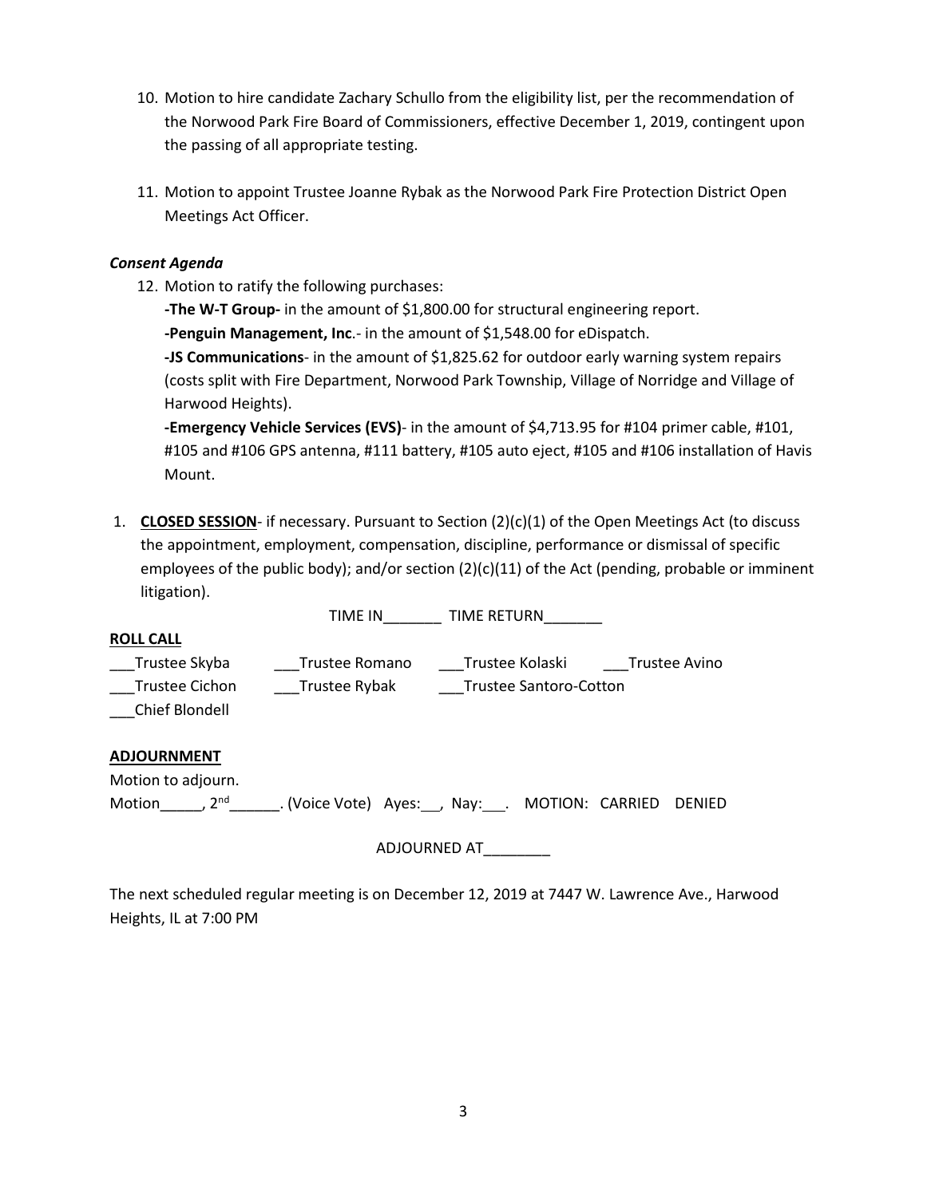10. Motion to hire candidate Zachary Schullo from the eligibility list, per the recommendation of the Norwood Park Fire Board of Commissioners, effective December 1, 2019, contingent upon the passing of all appropriate testing.

11. Motion to appoint Trustee Joanne Rybak as the Norwood Park Fire Protection District Open Meetings Act Officer.

***Consent Agenda***

12. Motion to ratify the following purchases:
    **-The W-T Group-** in the amount of $1,800.00 for structural engineering report.
    **-Penguin Management, Inc**.- in the amount of $1,548.00 for eDispatch.
    **-JS Communications**- in the amount of $1,825.62 for outdoor early warning system repairs (costs split with Fire Department, Norwood Park Township, Village of Norridge and Village of Harwood Heights).
    **-Emergency Vehicle Services (EVS)**- in the amount of $4,713.95 for #104 primer cable, #101, #105 and #106 GPS antenna, #111 battery, #105 auto eject, #105 and #106 installation of Havis Mount.

1. **CLOSED SESSION**- if necessary. Pursuant to Section (2)(c)(1) of the Open Meetings Act (to discuss the appointment, employment, compensation, discipline, performance or dismissal of specific employees of the public body); and/or section (2)(c)(11) of the Act (pending, probable or imminent litigation).

TIME IN_______ TIME RETURN_______

**ROLL CALL**

___Trustee Skyba ___Trustee Romano ___Trustee Kolaski ___Trustee Avino
___Trustee Cichon ___Trustee Rybak ___Trustee Santoro-Cotton
___Chief Blondell

**ADJOURNMENT**

Motion to adjourn.
Motion_____, 2nd______. (Voice Vote) Ayes:__, Nay:___. MOTION: CARRIED DENIED

ADJOURNED AT________

The next scheduled regular meeting is on December 12, 2019 at 7447 W. Lawrence Ave., Harwood Heights, IL at 7:00 PM